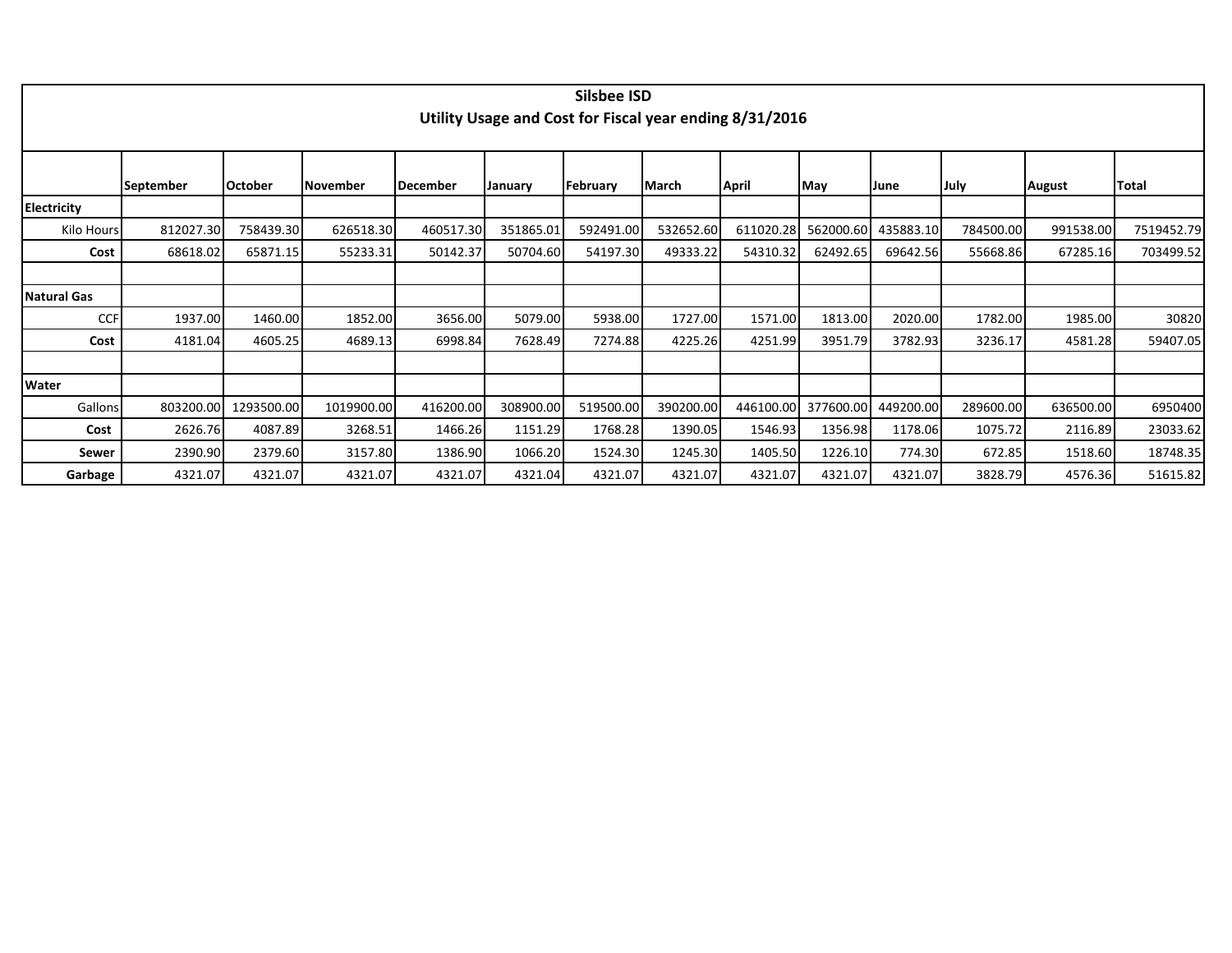# Silsbee ISD

## Utility Usage and Cost for Fiscal year ending 8/31/2016

| | September | October | November | December | January | February | March | April | May | June | July | August | Total |
|---|---|---|---|---|---|---|---|---|---|---|---|---|---|
| **Electricity** | | | | | | | | | | | | | |
| Kilo Hours | 812027.30 | 758439.30 | 626518.30 | 460517.30 | 351865.01 | 592491.00 | 532652.60 | 611020.28 | 562000.60 | 435883.10 | 784500.00 | 991538.00 | 7519452.79 |
| **Cost** | 68618.02 | 65871.15 | 55233.31 | 50142.37 | 50704.60 | 54197.30 | 49333.22 | 54310.32 | 62492.65 | 69642.56 | 55668.86 | 67285.16 | 703499.52 |
| | | | | | | | | | | | | | |
| **Natural Gas** | | | | | | | | | | | | | |
| CCF | 1937.00 | 1460.00 | 1852.00 | 3656.00 | 5079.00 | 5938.00 | 1727.00 | 1571.00 | 1813.00 | 2020.00 | 1782.00 | 1985.00 | 30820 |
| **Cost** | 4181.04 | 4605.25 | 4689.13 | 6998.84 | 7628.49 | 7274.88 | 4225.26 | 4251.99 | 3951.79 | 3782.93 | 3236.17 | 4581.28 | 59407.05 |
| | | | | | | | | | | | | | |
| **Water** | | | | | | | | | | | | | |
| Gallons | 803200.00 | 1293500.00 | 1019900.00 | 416200.00 | 308900.00 | 519500.00 | 390200.00 | 446100.00 | 377600.00 | 449200.00 | 289600.00 | 636500.00 | 6950400 |
| **Cost** | 2626.76 | 4087.89 | 3268.51 | 1466.26 | 1151.29 | 1768.28 | 1390.05 | 1546.93 | 1356.98 | 1178.06 | 1075.72 | 2116.89 | 23033.62 |
| **Sewer** | 2390.90 | 2379.60 | 3157.80 | 1386.90 | 1066.20 | 1524.30 | 1245.30 | 1405.50 | 1226.10 | 774.30 | 672.85 | 1518.60 | 18748.35 |
| **Garbage** | 4321.07 | 4321.07 | 4321.07 | 4321.07 | 4321.04 | 4321.07 | 4321.07 | 4321.07 | 4321.07 | 4321.07 | 3828.79 | 4576.36 | 51615.82 |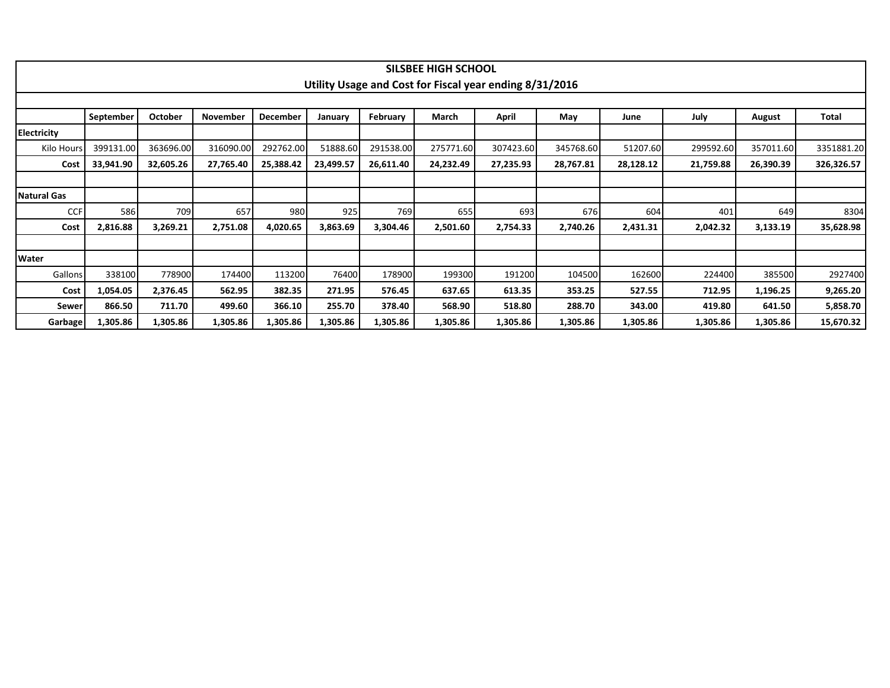# SILSBEE HIGH SCHOOL
## Utility Usage and Cost for Fiscal year ending 8/31/2016

| | September | October | November | December | January | February | March | April | May | June | July | August | Total |
|---|---|---|---|---|---|---|---|---|---|---|---|---|---|
| **Electricity** | | | | | | | | | | | | | |
| Kilo Hours | 399131.00 | 363696.00 | 316090.00 | 292762.00 | 51888.60 | 291538.00 | 275771.60 | 307423.60 | 345768.60 | 51207.60 | 299592.60 | 357011.60 | 3351881.20 |
| **Cost** | **33,941.90** | **32,605.26** | **27,765.40** | **25,388.42** | **23,499.57** | **26,611.40** | **24,232.49** | **27,235.93** | **28,767.81** | **28,128.12** | **21,759.88** | **26,390.39** | **326,326.57** |
| | | | | | | | | | | | | | |
| **Natural Gas** | | | | | | | | | | | | | |
| CCF | 586 | 709 | 657 | 980 | 925 | 769 | 655 | 693 | 676 | 604 | 401 | 649 | 8304 |
| **Cost** | **2,816.88** | **3,269.21** | **2,751.08** | **4,020.65** | **3,863.69** | **3,304.46** | **2,501.60** | **2,754.33** | **2,740.26** | **2,431.31** | **2,042.32** | **3,133.19** | **35,628.98** |
| | | | | | | | | | | | | | |
| **Water** | | | | | | | | | | | | | |
| Gallons | 338100 | 778900 | 174400 | 113200 | 76400 | 178900 | 199300 | 191200 | 104500 | 162600 | 224400 | 385500 | 2927400 |
| **Cost** | **1,054.05** | **2,376.45** | **562.95** | **382.35** | **271.95** | **576.45** | **637.65** | **613.35** | **353.25** | **527.55** | **712.95** | **1,196.25** | **9,265.20** |
| **Sewer** | **866.50** | **711.70** | **499.60** | **366.10** | **255.70** | **378.40** | **568.90** | **518.80** | **288.70** | **343.00** | **419.80** | **641.50** | **5,858.70** |
| **Garbage** | **1,305.86** | **1,305.86** | **1,305.86** | **1,305.86** | **1,305.86** | **1,305.86** | **1,305.86** | **1,305.86** | **1,305.86** | **1,305.86** | **1,305.86** | **1,305.86** | **15,670.32** |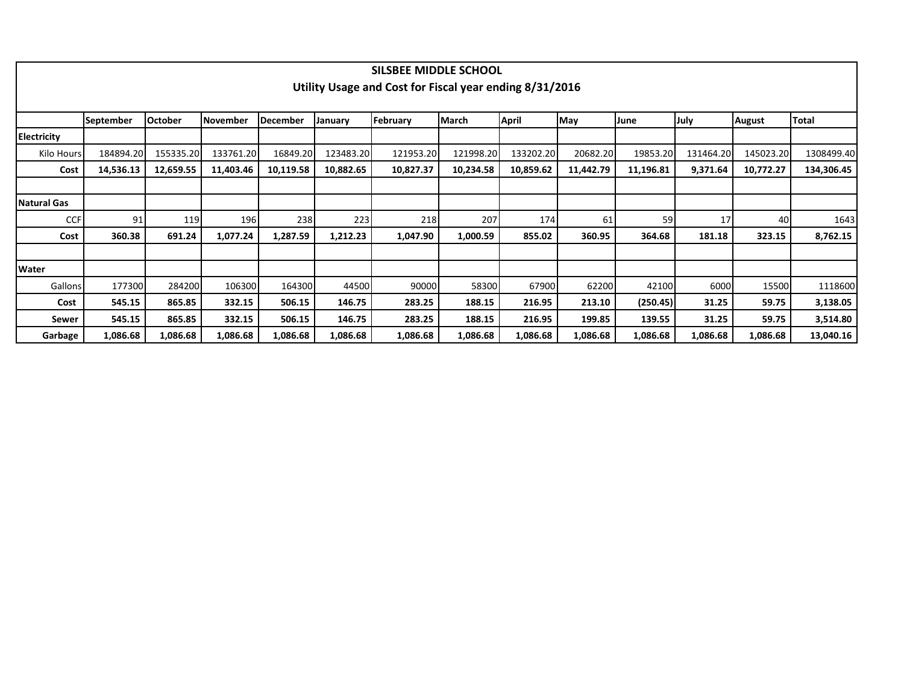# SILSBEE MIDDLE SCHOOL

## Utility Usage and Cost for Fiscal year ending 8/31/2016

| | September | October | November | December | January | February | March | April | May | June | July | August | Total |
|---|---|---|---|---|---|---|---|---|---|---|---|---|---|
| **Electricity** | | | | | | | | | | | | | |
| Kilo Hours | 184894.20 | 155335.20 | 133761.20 | 16849.20 | 123483.20 | 121953.20 | 121998.20 | 133202.20 | 20682.20 | 19853.20 | 131464.20 | 145023.20 | 1308499.40 |
| **Cost** | **14,536.13** | **12,659.55** | **11,403.46** | **10,119.58** | **10,882.65** | **10,827.37** | **10,234.58** | **10,859.62** | **11,442.79** | **11,196.81** | **9,371.64** | **10,772.27** | **134,306.45** |
| | | | | | | | | | | | | | |
| **Natural Gas** | | | | | | | | | | | | | |
| CCF | 91 | 119 | 196 | 238 | 223 | 218 | 207 | 174 | 61 | 59 | 17 | 40 | 1643 |
| **Cost** | **360.38** | **691.24** | **1,077.24** | **1,287.59** | **1,212.23** | **1,047.90** | **1,000.59** | **855.02** | **360.95** | **364.68** | **181.18** | **323.15** | **8,762.15** |
| | | | | | | | | | | | | | |
| **Water** | | | | | | | | | | | | | |
| Gallons | 177300 | 284200 | 106300 | 164300 | 44500 | 90000 | 58300 | 67900 | 62200 | 42100 | 6000 | 15500 | 1118600 |
| **Cost** | **545.15** | **865.85** | **332.15** | **506.15** | **146.75** | **283.25** | **188.15** | **216.95** | **213.10** | **(250.45)** | **31.25** | **59.75** | **3,138.05** |
| **Sewer** | **545.15** | **865.85** | **332.15** | **506.15** | **146.75** | **283.25** | **188.15** | **216.95** | **199.85** | **139.55** | **31.25** | **59.75** | **3,514.80** |
| **Garbage** | **1,086.68** | **1,086.68** | **1,086.68** | **1,086.68** | **1,086.68** | **1,086.68** | **1,086.68** | **1,086.68** | **1,086.68** | **1,086.68** | **1,086.68** | **1,086.68** | **13,040.16** |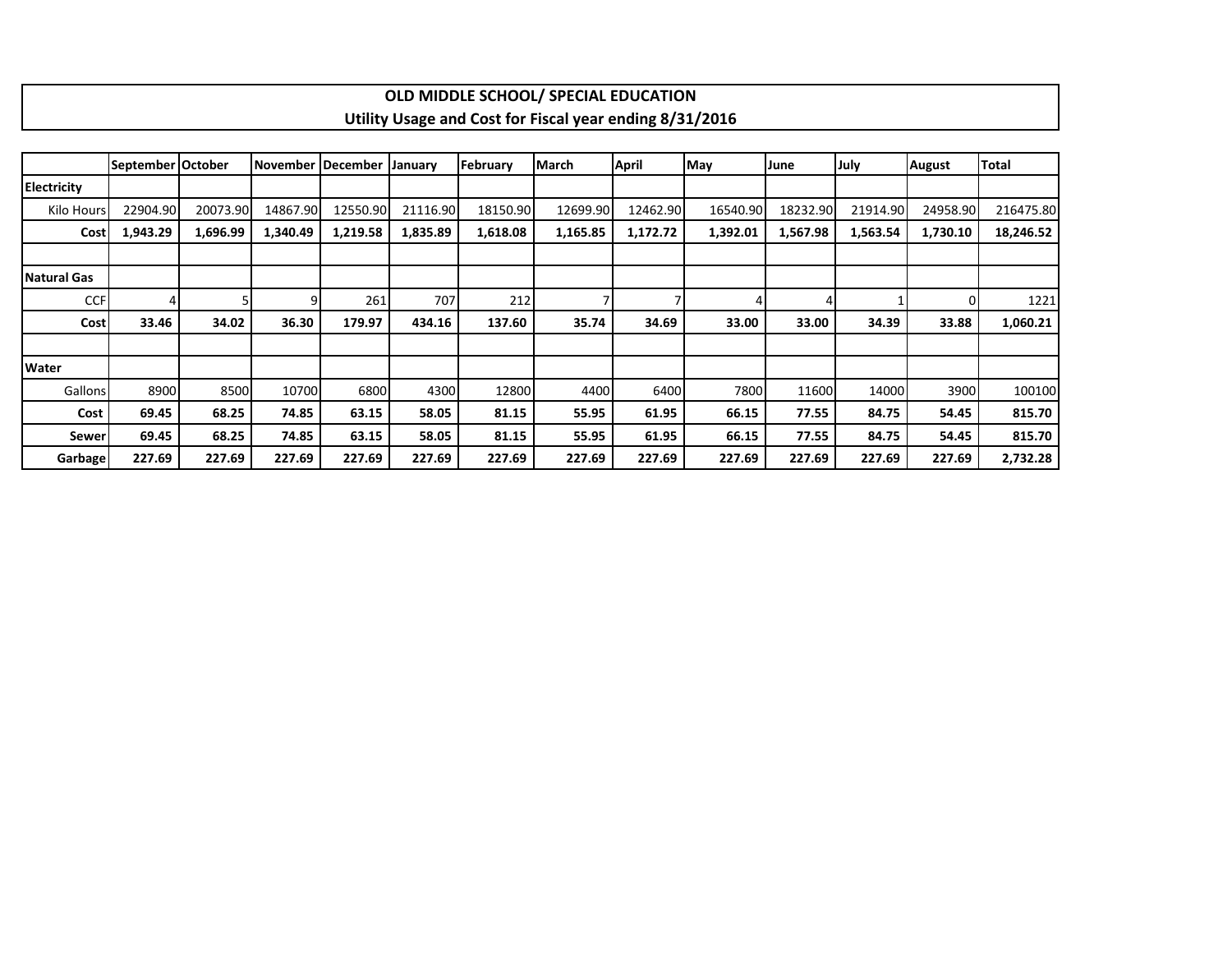## OLD MIDDLE SCHOOL/ SPECIAL EDUCATION
## Utility Usage and Cost for Fiscal year ending 8/31/2016

| | September | October | November | December | January | February | March | April | May | June | July | August | Total |
|---|---|---|---|---|---|---|---|---|---|---|---|---|---|
| **Electricity** | | | | | | | | | | | | | |
| Kilo Hours | 22904.90 | 20073.90 | 14867.90 | 12550.90 | 21116.90 | 18150.90 | 12699.90 | 12462.90 | 16540.90 | 18232.90 | 21914.90 | 24958.90 | 216475.80 |
| **Cost** | **1,943.29** | **1,696.99** | **1,340.49** | **1,219.58** | **1,835.89** | **1,618.08** | **1,165.85** | **1,172.72** | **1,392.01** | **1,567.98** | **1,563.54** | **1,730.10** | **18,246.52** |
| | | | | | | | | | | | | | |
| **Natural Gas** | | | | | | | | | | | | | |
| CCF | 4 | 5 | 9 | 261 | 707 | 212 | 7 | 7 | 4 | 4 | 1 | 0 | 1221 |
| **Cost** | **33.46** | **34.02** | **36.30** | **179.97** | **434.16** | **137.60** | **35.74** | **34.69** | **33.00** | **33.00** | **34.39** | **33.88** | **1,060.21** |
| | | | | | | | | | | | | | |
| **Water** | | | | | | | | | | | | | |
| Gallons | 8900 | 8500 | 10700 | 6800 | 4300 | 12800 | 4400 | 6400 | 7800 | 11600 | 14000 | 3900 | 100100 |
| **Cost** | **69.45** | **68.25** | **74.85** | **63.15** | **58.05** | **81.15** | **55.95** | **61.95** | **66.15** | **77.55** | **84.75** | **54.45** | **815.70** |
| **Sewer** | **69.45** | **68.25** | **74.85** | **63.15** | **58.05** | **81.15** | **55.95** | **61.95** | **66.15** | **77.55** | **84.75** | **54.45** | **815.70** |
| **Garbage** | **227.69** | **227.69** | **227.69** | **227.69** | **227.69** | **227.69** | **227.69** | **227.69** | **227.69** | **227.69** | **227.69** | **227.69** | **2,732.28** |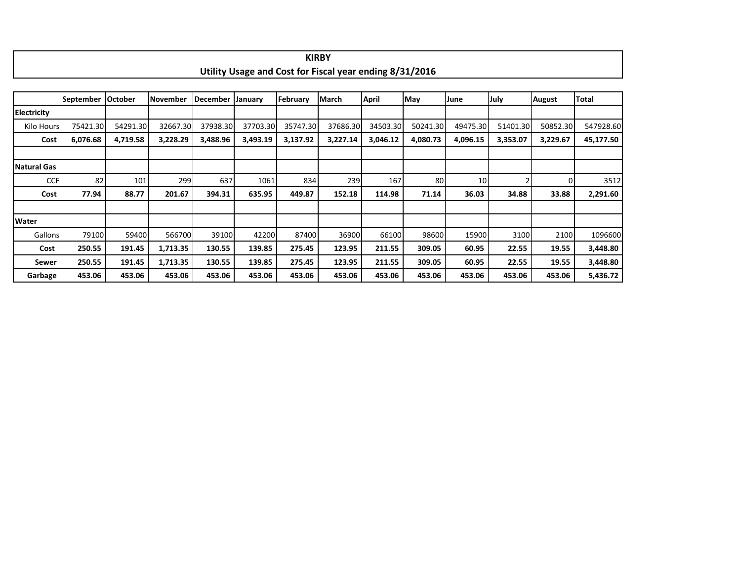# KIRBY

## Utility Usage and Cost for Fiscal year ending 8/31/2016

| | September | October | November | December | January | February | March | April | May | June | July | August | Total |
|---|---|---|---|---|---|---|---|---|---|---|---|---|---|
| **Electricity** | | | | | | | | | | | | | |
| Kilo Hours | 75421.30 | 54291.30 | 32667.30 | 37938.30 | 37703.30 | 35747.30 | 37686.30 | 34503.30 | 50241.30 | 49475.30 | 51401.30 | 50852.30 | 547928.60 |
| **Cost** | **6,076.68** | **4,719.58** | **3,228.29** | **3,488.96** | **3,493.19** | **3,137.92** | **3,227.14** | **3,046.12** | **4,080.73** | **4,096.15** | **3,353.07** | **3,229.67** | **45,177.50** |
| | | | | | | | | | | | | | |
| **Natural Gas** | | | | | | | | | | | | | |
| CCF | 82 | 101 | 299 | 637 | 1061 | 834 | 239 | 167 | 80 | 10 | 2 | 0 | 3512 |
| **Cost** | **77.94** | **88.77** | **201.67** | **394.31** | **635.95** | **449.87** | **152.18** | **114.98** | **71.14** | **36.03** | **34.88** | **33.88** | **2,291.60** |
| | | | | | | | | | | | | | |
| **Water** | | | | | | | | | | | | | |
| Gallons | 79100 | 59400 | 566700 | 39100 | 42200 | 87400 | 36900 | 66100 | 98600 | 15900 | 3100 | 2100 | 1096600 |
| **Cost** | **250.55** | **191.45** | **1,713.35** | **130.55** | **139.85** | **275.45** | **123.95** | **211.55** | **309.05** | **60.95** | **22.55** | **19.55** | **3,448.80** |
| **Sewer** | **250.55** | **191.45** | **1,713.35** | **130.55** | **139.85** | **275.45** | **123.95** | **211.55** | **309.05** | **60.95** | **22.55** | **19.55** | **3,448.80** |
| **Garbage** | **453.06** | **453.06** | **453.06** | **453.06** | **453.06** | **453.06** | **453.06** | **453.06** | **453.06** | **453.06** | **453.06** | **453.06** | **5,436.72** |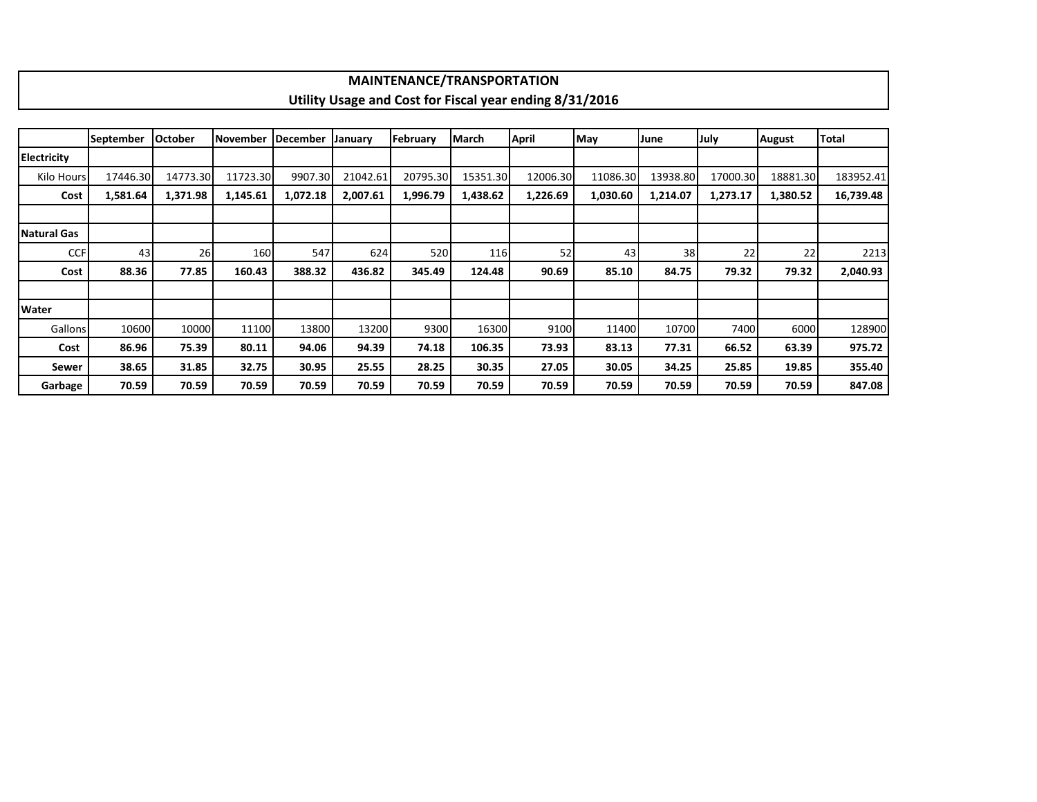**MAINTENANCE/TRANSPORTATION**
**Utility Usage and Cost for Fiscal year ending 8/31/2016**

| | September | October | November | December | January | February | March | April | May | June | July | August | Total |
|---|---|---|---|---|---|---|---|---|---|---|---|---|---|
| **Electricity** | | | | | | | | | | | | | |
| Kilo Hours | 17446.30 | 14773.30 | 11723.30 | 9907.30 | 21042.61 | 20795.30 | 15351.30 | 12006.30 | 11086.30 | 13938.80 | 17000.30 | 18881.30 | 183952.41 |
| **Cost** | **1,581.64** | **1,371.98** | **1,145.61** | **1,072.18** | **2,007.61** | **1,996.79** | **1,438.62** | **1,226.69** | **1,030.60** | **1,214.07** | **1,273.17** | **1,380.52** | **16,739.48** |
| | | | | | | | | | | | | | |
| **Natural Gas** | | | | | | | | | | | | | |
| CCF | 43 | 26 | 160 | 547 | 624 | 520 | 116 | 52 | 43 | 38 | 22 | 22 | 2213 |
| **Cost** | **88.36** | **77.85** | **160.43** | **388.32** | **436.82** | **345.49** | **124.48** | **90.69** | **85.10** | **84.75** | **79.32** | **79.32** | **2,040.93** |
| | | | | | | | | | | | | | |
| **Water** | | | | | | | | | | | | | |
| Gallons | 10600 | 10000 | 11100 | 13800 | 13200 | 9300 | 16300 | 9100 | 11400 | 10700 | 7400 | 6000 | 128900 |
| **Cost** | **86.96** | **75.39** | **80.11** | **94.06** | **94.39** | **74.18** | **106.35** | **73.93** | **83.13** | **77.31** | **66.52** | **63.39** | **975.72** |
| **Sewer** | **38.65** | **31.85** | **32.75** | **30.95** | **25.55** | **28.25** | **30.35** | **27.05** | **30.05** | **34.25** | **25.85** | **19.85** | **355.40** |
| **Garbage** | **70.59** | **70.59** | **70.59** | **70.59** | **70.59** | **70.59** | **70.59** | **70.59** | **70.59** | **70.59** | **70.59** | **70.59** | **847.08** |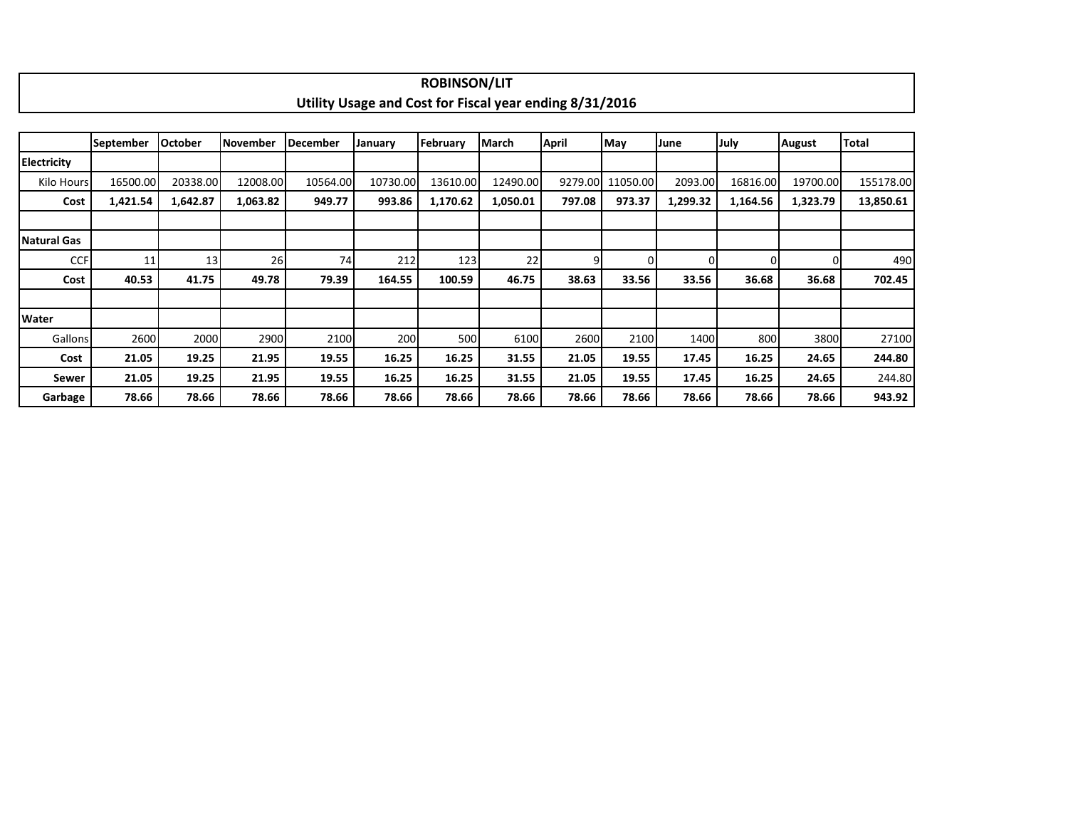# ROBINSON/LIT

## Utility Usage and Cost for Fiscal year ending 8/31/2016

| | September | October | November | December | January | February | March | April | May | June | July | August | Total |
|---|---|---|---|---|---|---|---|---|---|---|---|---|---|
| **Electricity** | | | | | | | | | | | | | |
| Kilo Hours | 16500.00 | 20338.00 | 12008.00 | 10564.00 | 10730.00 | 13610.00 | 12490.00 | 9279.00 | 11050.00 | 2093.00 | 16816.00 | 19700.00 | 155178.00 |
| **Cost** | **1,421.54** | **1,642.87** | **1,063.82** | **949.77** | **993.86** | **1,170.62** | **1,050.01** | **797.08** | **973.37** | **1,299.32** | **1,164.56** | **1,323.79** | **13,850.61** |
| | | | | | | | | | | | | | |
| **Natural Gas** | | | | | | | | | | | | | |
| CCF | 11 | 13 | 26 | 74 | 212 | 123 | 22 | 9 | 0 | 0 | 0 | 0 | 490 |
| **Cost** | **40.53** | **41.75** | **49.78** | **79.39** | **164.55** | **100.59** | **46.75** | **38.63** | **33.56** | **33.56** | **36.68** | **36.68** | **702.45** |
| | | | | | | | | | | | | | |
| **Water** | | | | | | | | | | | | | |
| Gallons | 2600 | 2000 | 2900 | 2100 | 200 | 500 | 6100 | 2600 | 2100 | 1400 | 800 | 3800 | 27100 |
| **Cost** | **21.05** | **19.25** | **21.95** | **19.55** | **16.25** | **16.25** | **31.55** | **21.05** | **19.55** | **17.45** | **16.25** | **24.65** | **244.80** |
| **Sewer** | **21.05** | **19.25** | **21.95** | **19.55** | **16.25** | **16.25** | **31.55** | **21.05** | **19.55** | **17.45** | **16.25** | **24.65** | 244.80 |
| **Garbage** | **78.66** | **78.66** | **78.66** | **78.66** | **78.66** | **78.66** | **78.66** | **78.66** | **78.66** | **78.66** | **78.66** | **78.66** | **943.92** |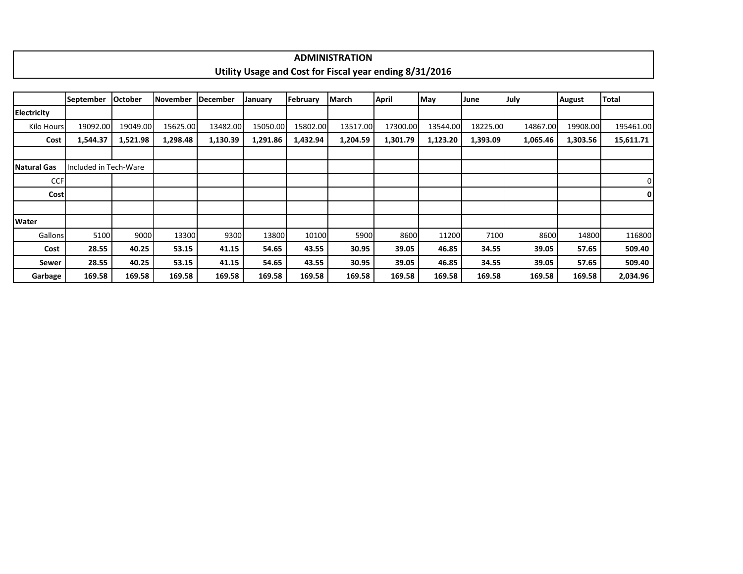# ADMINISTRATION

## Utility Usage and Cost for Fiscal year ending 8/31/2016

| | September | October | November | December | January | February | March | April | May | June | July | August | Total |
|---|---|---|---|---|---|---|---|---|---|---|---|---|---|
| **Electricity** | | | | | | | | | | | | | |
| Kilo Hours | 19092.00 | 19049.00 | 15625.00 | 13482.00 | 15050.00 | 15802.00 | 13517.00 | 17300.00 | 13544.00 | 18225.00 | 14867.00 | 19908.00 | 195461.00 |
| **Cost** | **1,544.37** | **1,521.98** | **1,298.48** | **1,130.39** | **1,291.86** | **1,432.94** | **1,204.59** | **1,301.79** | **1,123.20** | **1,393.09** | **1,065.46** | **1,303.56** | **15,611.71** |
| | | | | | | | | | | | | | |
| **Natural Gas** | Included in Tech-Ware | | | | | | | | | | | | |
| CCF | | | | | | | | | | | | | 0 |
| **Cost** | | | | | | | | | | | | | **0** |
| | | | | | | | | | | | | | |
| **Water** | | | | | | | | | | | | | |
| Gallons | 5100 | 9000 | 13300 | 9300 | 13800 | 10100 | 5900 | 8600 | 11200 | 7100 | 8600 | 14800 | 116800 |
| **Cost** | **28.55** | **40.25** | **53.15** | **41.15** | **54.65** | **43.55** | **30.95** | **39.05** | **46.85** | **34.55** | **39.05** | **57.65** | **509.40** |
| **Sewer** | **28.55** | **40.25** | **53.15** | **41.15** | **54.65** | **43.55** | **30.95** | **39.05** | **46.85** | **34.55** | **39.05** | **57.65** | **509.40** |
| **Garbage** | **169.58** | **169.58** | **169.58** | **169.58** | **169.58** | **169.58** | **169.58** | **169.58** | **169.58** | **169.58** | **169.58** | **169.58** | **2,034.96** |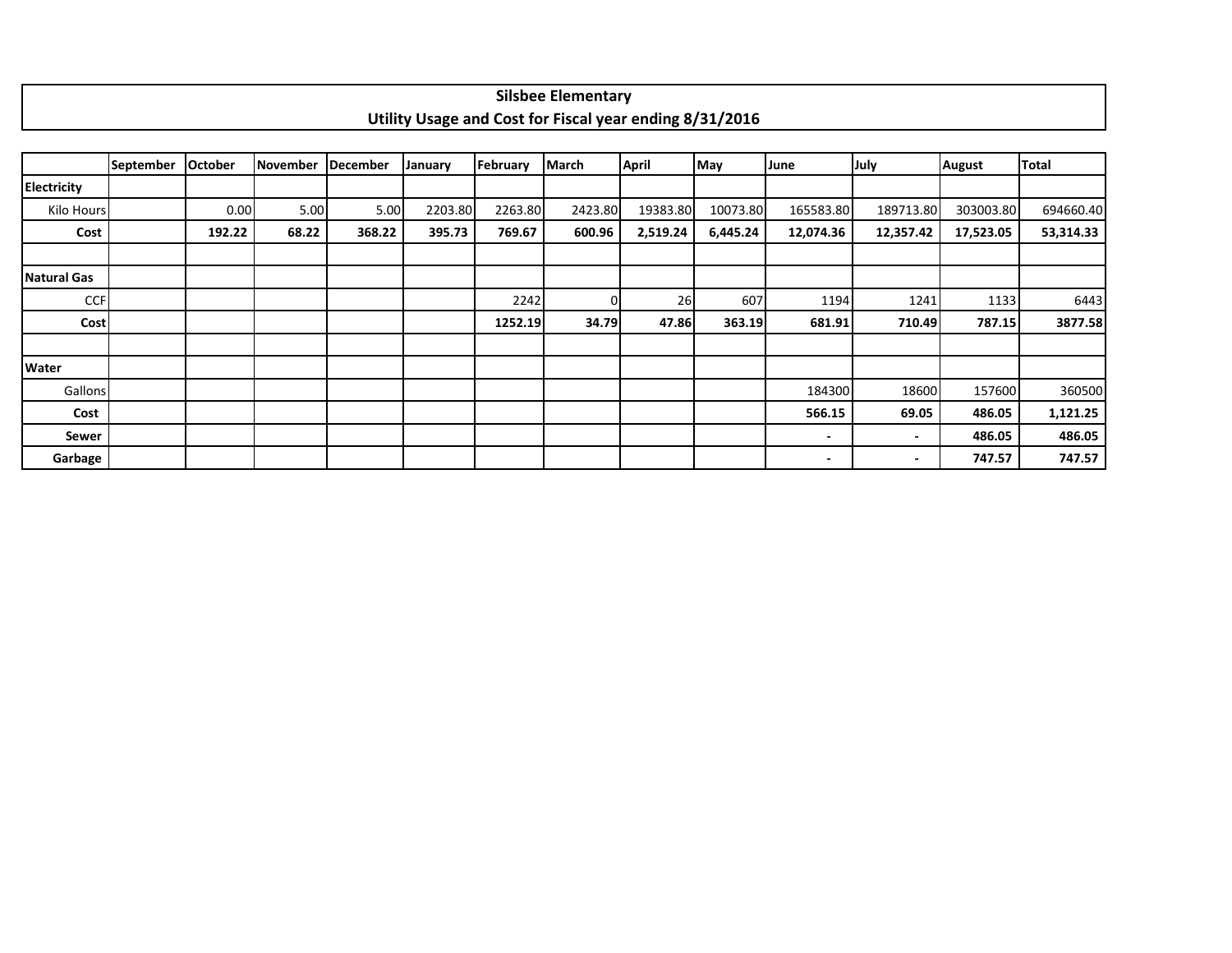# Silsbee Elementary

## Utility Usage and Cost for Fiscal year ending 8/31/2016

| | September | October | November | December | January | February | March | April | May | June | July | August | Total |
|---|---|---|---|---|---|---|---|---|---|---|---|---|---|
| **Electricity** | | | | | | | | | | | | | |
| Kilo Hours | | 0.00 | 5.00 | 5.00 | 2203.80 | 2263.80 | 2423.80 | 19383.80 | 10073.80 | 165583.80 | 189713.80 | 303003.80 | 694660.40 |
| **Cost** | | **192.22** | **68.22** | **368.22** | **395.73** | **769.67** | **600.96** | **2,519.24** | **6,445.24** | **12,074.36** | **12,357.42** | **17,523.05** | **53,314.33** |
| | | | | | | | | | | | | | |
| **Natural Gas** | | | | | | | | | | | | | |
| CCF | | | | | | 2242 | 0 | 26 | 607 | 1194 | 1241 | 1133 | 6443 |
| **Cost** | | | | | | **1252.19** | **34.79** | **47.86** | **363.19** | **681.91** | **710.49** | **787.15** | **3877.58** |
| | | | | | | | | | | | | | |
| **Water** | | | | | | | | | | | | | |
| Gallons | | | | | | | | | | 184300 | 18600 | 157600 | 360500 |
| **Cost** | | | | | | | | | | **566.15** | **69.05** | **486.05** | **1,121.25** |
| **Sewer** | | | | | | | | | | **-** | **-** | **486.05** | **486.05** |
| **Garbage** | | | | | | | | | | **-** | **-** | **747.57** | **747.57** |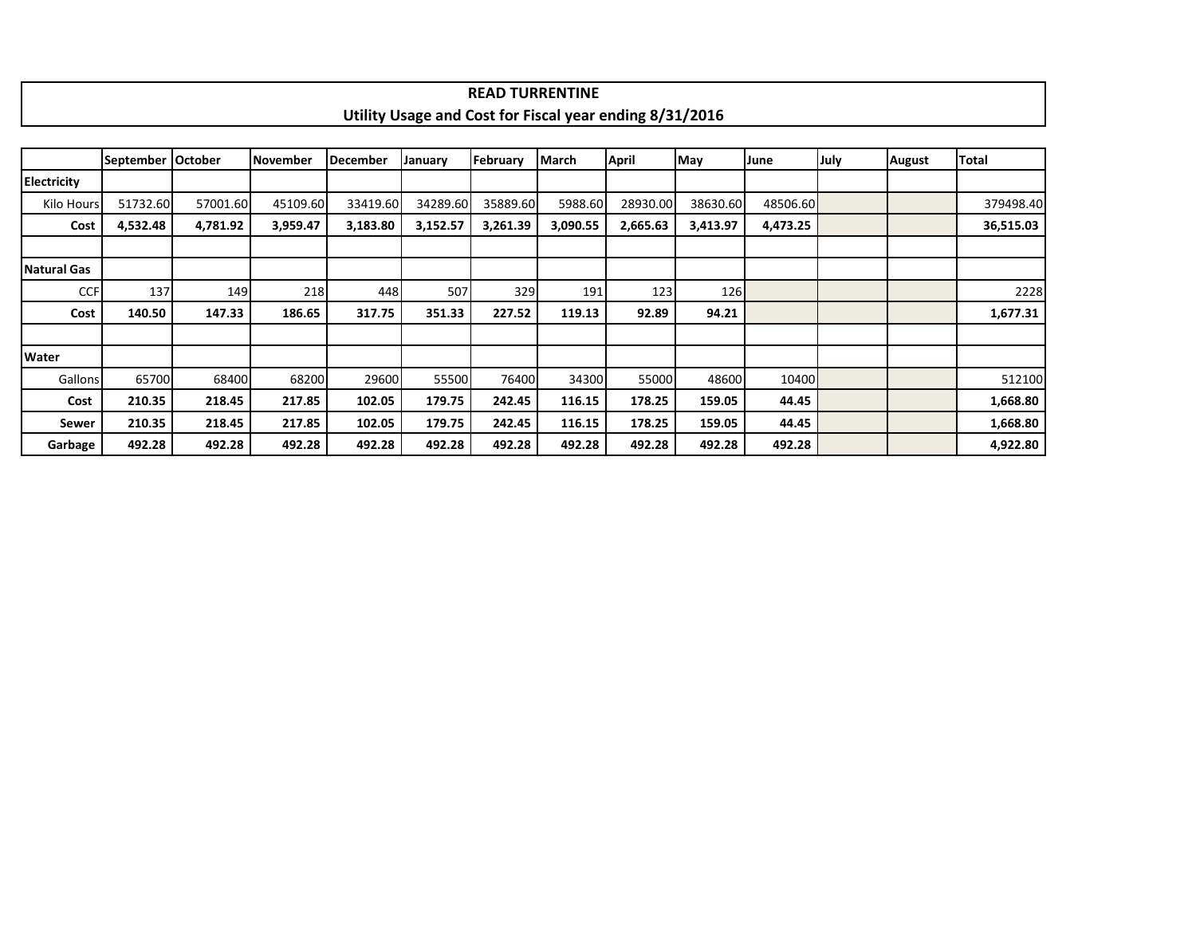# READ TURRENTINE

## Utility Usage and Cost for Fiscal year ending 8/31/2016

| | September | October | November | December | January | February | March | April | May | June | July | August | Total |
|---|---|---|---|---|---|---|---|---|---|---|---|---|---|
| **Electricity** | | | | | | | | | | | | | |
| Kilo Hours | 51732.60 | 57001.60 | 45109.60 | 33419.60 | 34289.60 | 35889.60 | 5988.60 | 28930.00 | 38630.60 | 48506.60 | | | 379498.40 |
| **Cost** | **4,532.48** | **4,781.92** | **3,959.47** | **3,183.80** | **3,152.57** | **3,261.39** | **3,090.55** | **2,665.63** | **3,413.97** | **4,473.25** | | | **36,515.03** |
| | | | | | | | | | | | | | |
| **Natural Gas** | | | | | | | | | | | | | |
| CCF | 137 | 149 | 218 | 448 | 507 | 329 | 191 | 123 | 126 | | | | 2228 |
| **Cost** | **140.50** | **147.33** | **186.65** | **317.75** | **351.33** | **227.52** | **119.13** | **92.89** | **94.21** | | | | **1,677.31** |
| | | | | | | | | | | | | | |
| **Water** | | | | | | | | | | | | | |
| Gallons | 65700 | 68400 | 68200 | 29600 | 55500 | 76400 | 34300 | 55000 | 48600 | 10400 | | | 512100 |
| **Cost** | **210.35** | **218.45** | **217.85** | **102.05** | **179.75** | **242.45** | **116.15** | **178.25** | **159.05** | **44.45** | | | **1,668.80** |
| **Sewer** | **210.35** | **218.45** | **217.85** | **102.05** | **179.75** | **242.45** | **116.15** | **178.25** | **159.05** | **44.45** | | | **1,668.80** |
| **Garbage** | **492.28** | **492.28** | **492.28** | **492.28** | **492.28** | **492.28** | **492.28** | **492.28** | **492.28** | **492.28** | | | **4,922.80** |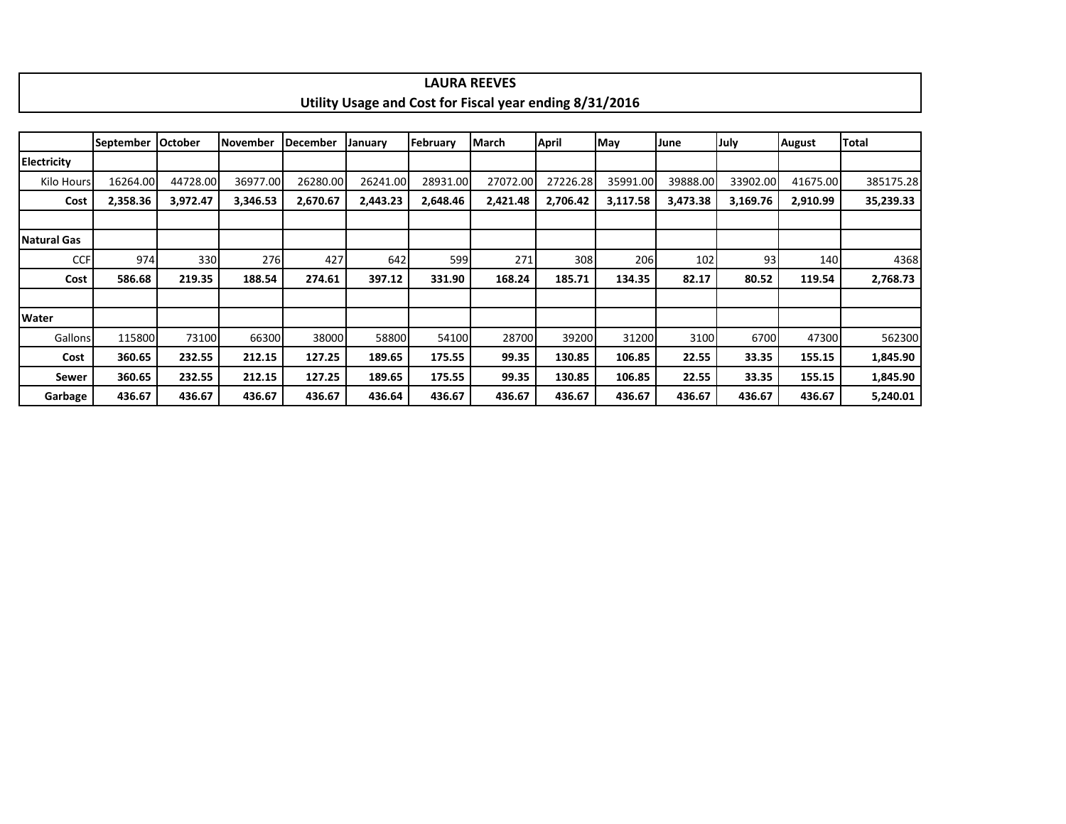## LAURA REEVES

### Utility Usage and Cost for Fiscal year ending 8/31/2016

| | September | October | November | December | January | February | March | April | May | June | July | August | Total |
|---|---|---|---|---|---|---|---|---|---|---|---|---|---|
| **Electricity** | | | | | | | | | | | | | |
| Kilo Hours | 16264.00 | 44728.00 | 36977.00 | 26280.00 | 26241.00 | 28931.00 | 27072.00 | 27226.28 | 35991.00 | 39888.00 | 33902.00 | 41675.00 | 385175.28 |
| **Cost** | **2,358.36** | **3,972.47** | **3,346.53** | **2,670.67** | **2,443.23** | **2,648.46** | **2,421.48** | **2,706.42** | **3,117.58** | **3,473.38** | **3,169.76** | **2,910.99** | **35,239.33** |
| | | | | | | | | | | | | | |
| **Natural Gas** | | | | | | | | | | | | | |
| CCF | 974 | 330 | 276 | 427 | 642 | 599 | 271 | 308 | 206 | 102 | 93 | 140 | 4368 |
| **Cost** | **586.68** | **219.35** | **188.54** | **274.61** | **397.12** | **331.90** | **168.24** | **185.71** | **134.35** | **82.17** | **80.52** | **119.54** | **2,768.73** |
| | | | | | | | | | | | | | |
| **Water** | | | | | | | | | | | | | |
| Gallons | 115800 | 73100 | 66300 | 38000 | 58800 | 54100 | 28700 | 39200 | 31200 | 3100 | 6700 | 47300 | 562300 |
| **Cost** | **360.65** | **232.55** | **212.15** | **127.25** | **189.65** | **175.55** | **99.35** | **130.85** | **106.85** | **22.55** | **33.35** | **155.15** | **1,845.90** |
| **Sewer** | **360.65** | **232.55** | **212.15** | **127.25** | **189.65** | **175.55** | **99.35** | **130.85** | **106.85** | **22.55** | **33.35** | **155.15** | **1,845.90** |
| **Garbage** | **436.67** | **436.67** | **436.67** | **436.67** | **436.64** | **436.67** | **436.67** | **436.67** | **436.67** | **436.67** | **436.67** | **436.67** | **5,240.01** |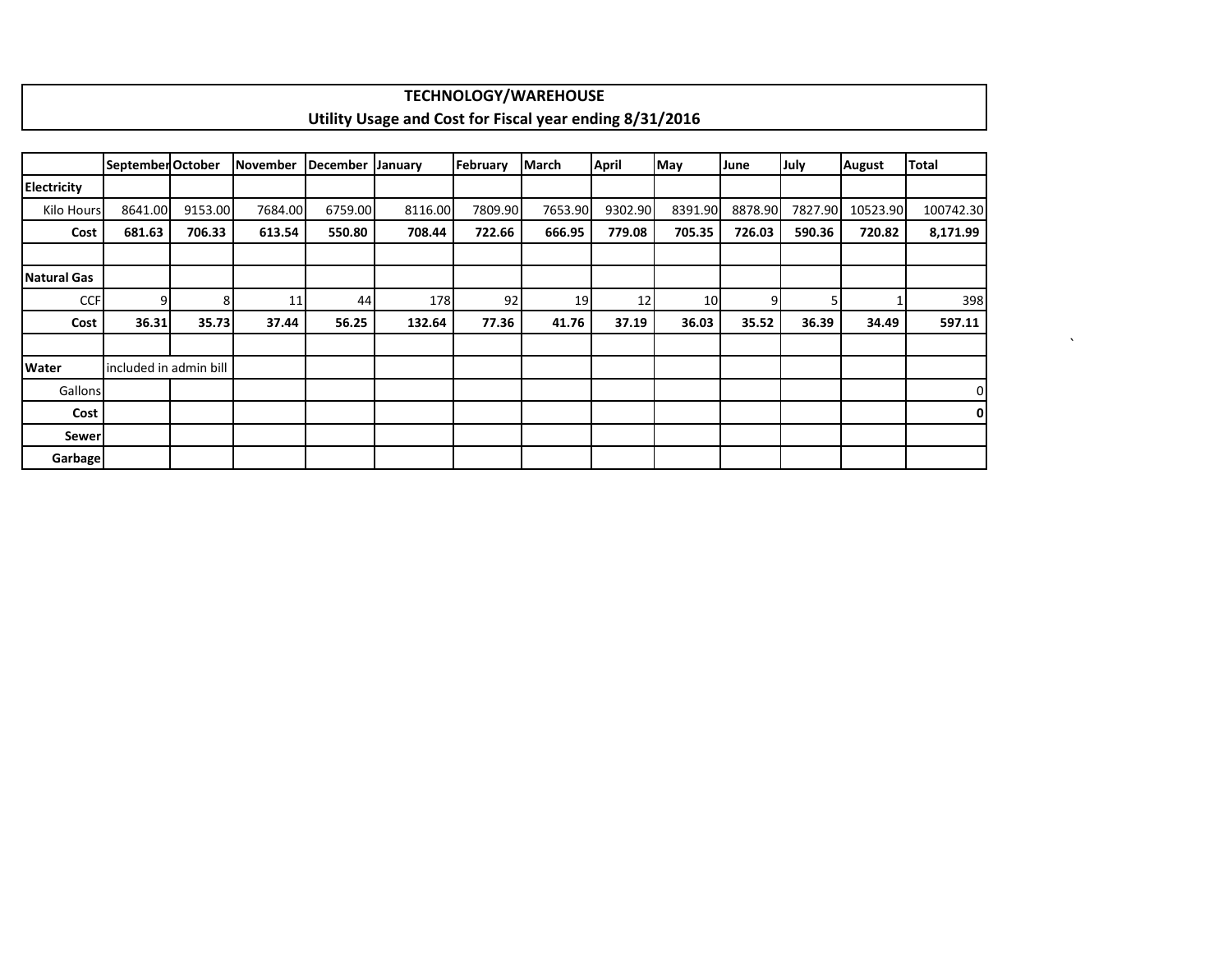# TECHNOLOGY/WAREHOUSE

## Utility Usage and Cost for Fiscal year ending 8/31/2016

| | September | October | November | December | January | February | March | April | May | June | July | August | Total |
|---|---|---|---|---|---|---|---|---|---|---|---|---|---|
| **Electricity** | | | | | | | | | | | | | |
| Kilo Hours | 8641.00 | 9153.00 | 7684.00 | 6759.00 | 8116.00 | 7809.90 | 7653.90 | 9302.90 | 8391.90 | 8878.90 | 7827.90 | 10523.90 | 100742.30 |
| **Cost** | **681.63** | **706.33** | **613.54** | **550.80** | **708.44** | **722.66** | **666.95** | **779.08** | **705.35** | **726.03** | **590.36** | **720.82** | **8,171.99** |
| | | | | | | | | | | | | | |
| **Natural Gas** | | | | | | | | | | | | | |
| CCF | 9 | 8 | 11 | 44 | 178 | 92 | 19 | 12 | 10 | 9 | 5 | 1 | 398 |
| **Cost** | **36.31** | **35.73** | **37.44** | **56.25** | **132.64** | **77.36** | **41.76** | **37.19** | **36.03** | **35.52** | **36.39** | **34.49** | **597.11** |
| | | | | | | | | | | | | | |
| **Water** | included in admin bill | | | | | | | | | | | | |
| Gallons | | | | | | | | | | | | | 0 |
| **Cost** | | | | | | | | | | | | | **0** |
| **Sewer** | | | | | | | | | | | | | |
| **Garbage** | | | | | | | | | | | | | |